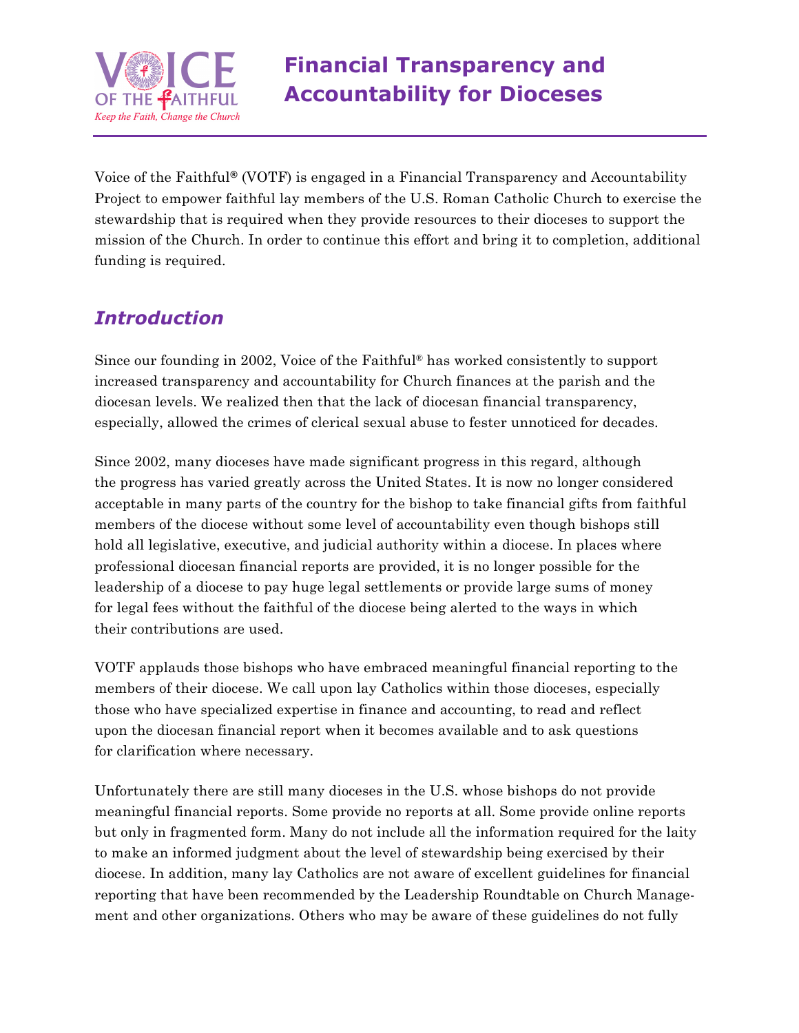# Financial Transparency and Accountability for Dioceses

Voice of the Faithful® (VOTF) is engaged in a Financial Transparency and Accountability Project to empower faithful lay members of the U.S. Roman Catholic Church to exercise the stewardship that is required when they provide resources to their dioceses to support the mission of the Church. In order to continue this effort and bring it to completion, additional funding is required.

## *Introduction*

Since our founding in 2002, Voice of the Faithful® has worked consistently to support increased transparency and accountability for Church finances at the parish and the diocesan levels. We realized then that the lack of diocesan financial transparency, especially, allowed the crimes of clerical sexual abuse to fester unnoticed for decades.

Since 2002, many dioceses have made significant progress in this regard, although the progress has varied greatly across the United States. It is now no longer considered acceptable in many parts of the country for the bishop to take financial gifts from faithful members of the diocese without some level of accountability even though bishops still hold all legislative, executive, and judicial authority within a diocese. In places where professional diocesan financial reports are provided, it is no longer possible for the leadership of a diocese to pay huge legal settlements or provide large sums of money for legal fees without the faithful of the diocese being alerted to the ways in which their contributions are used.

VOTF applauds those bishops who have embraced meaningful financial reporting to the members of their diocese. We call upon lay Catholics within those dioceses, especially those who have specialized expertise in finance and accounting, to read and reflect upon the diocesan financial report when it becomes available and to ask questions for clarification where necessary.

Unfortunately there are still many dioceses in the U.S. whose bishops do not provide meaningful financial reports. Some provide no reports at all. Some provide online reports but only in fragmented form. Many do not include all the information required for the laity to make an informed judgment about the level of stewardship being exercised by their diocese. In addition, many lay Catholics are not aware of excellent guidelines for financial reporting that have been recommended by the Leadership Roundtable on Church Management and other organizations. Others who may be aware of these guidelines do not fully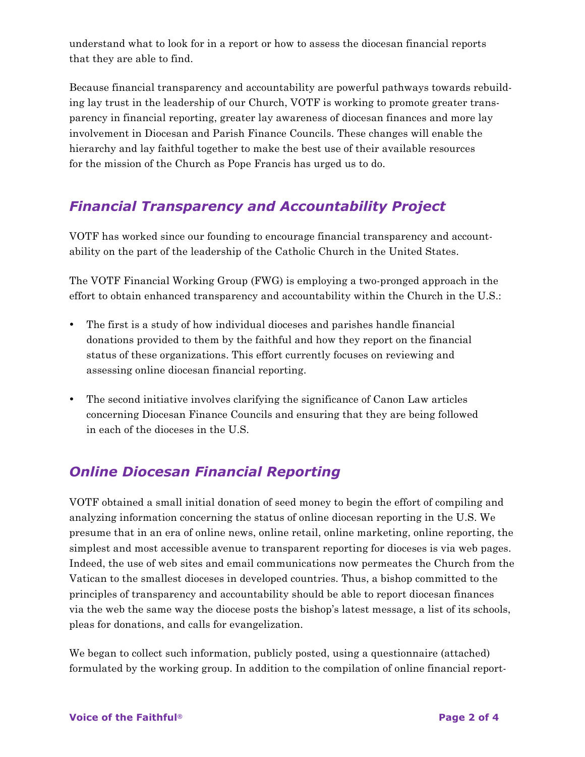understand what to look for in a report or how to assess the diocesan financial reports that they are able to find.

Because financial transparency and accountability are powerful pathways towards rebuilding lay trust in the leadership of our Church, VOTF is working to promote greater transparency in financial reporting, greater lay awareness of diocesan finances and more lay involvement in Diocesan and Parish Finance Councils. These changes will enable the hierarchy and lay faithful together to make the best use of their available resources for the mission of the Church as Pope Francis has urged us to do.

## *Financial Transparency and Accountability Project*

VOTF has worked since our founding to encourage financial transparency and accountability on the part of the leadership of the Catholic Church in the United States.

The VOTF Financial Working Group (FWG) is employing a two-pronged approach in the effort to obtain enhanced transparency and accountability within the Church in the U.S.:

- The first is a study of how individual dioceses and parishes handle financial donations provided to them by the faithful and how they report on the financial status of these organizations. This effort currently focuses on reviewing and assessing online diocesan financial reporting.
- The second initiative involves clarifying the significance of Canon Law articles concerning Diocesan Finance Councils and ensuring that they are being followed in each of the dioceses in the U.S.

## *Online Diocesan Financial Reporting*

VOTF obtained a small initial donation of seed money to begin the effort of compiling and analyzing information concerning the status of online diocesan reporting in the U.S. We presume that in an era of online news, online retail, online marketing, online reporting, the simplest and most accessible avenue to transparent reporting for dioceses is via web pages. Indeed, the use of web sites and email communications now permeates the Church from the Vatican to the smallest dioceses in developed countries. Thus, a bishop committed to the principles of transparency and accountability should be able to report diocesan finances via the web the same way the diocese posts the bishop's latest message, a list of its schools, pleas for donations, and calls for evangelization.

We began to collect such information, publicly posted, using a questionnaire (attached) formulated by the working group. In addition to the compilation of online financial report-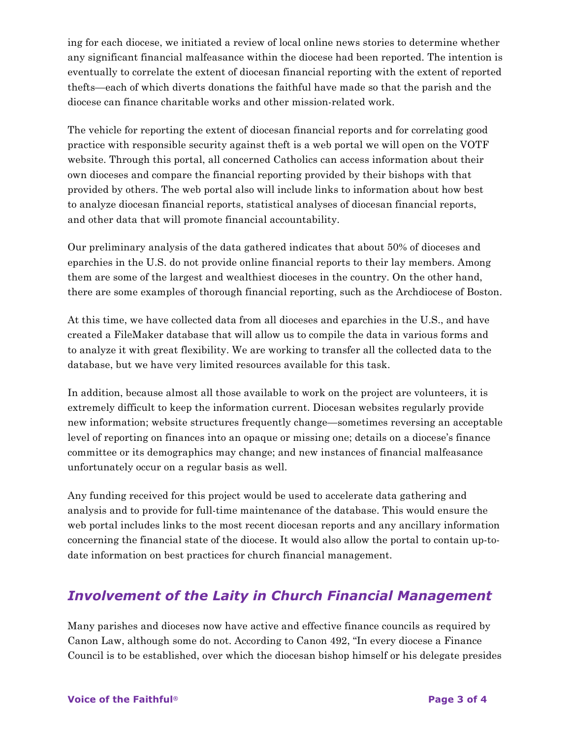ing for each diocese, we initiated a review of local online news stories to determine whether any significant financial malfeasance within the diocese had been reported. The intention is eventually to correlate the extent of diocesan financial reporting with the extent of reported thefts—each of which diverts donations the faithful have made so that the parish and the diocese can finance charitable works and other mission-related work.

The vehicle for reporting the extent of diocesan financial reports and for correlating good practice with responsible security against theft is a web portal we will open on the VOTF website. Through this portal, all concerned Catholics can access information about their own dioceses and compare the financial reporting provided by their bishops with that provided by others. The web portal also will include links to information about how best to analyze diocesan financial reports, statistical analyses of diocesan financial reports, and other data that will promote financial accountability.

Our preliminary analysis of the data gathered indicates that about 50% of dioceses and eparchies in the U.S. do not provide online financial reports to their lay members. Among them are some of the largest and wealthiest dioceses in the country. On the other hand, there are some examples of thorough financial reporting, such as the Archdiocese of Boston.

At this time, we have collected data from all dioceses and eparchies in the U.S., and have created a FileMaker database that will allow us to compile the data in various forms and to analyze it with great flexibility. We are working to transfer all the collected data to the database, but we have very limited resources available for this task.

In addition, because almost all those available to work on the project are volunteers, it is extremely difficult to keep the information current. Diocesan websites regularly provide new information; website structures frequently change—sometimes reversing an acceptable level of reporting on finances into an opaque or missing one; details on a diocese's finance committee or its demographics may change; and new instances of financial malfeasance unfortunately occur on a regular basis as well.

Any funding received for this project would be used to accelerate data gathering and analysis and to provide for full-time maintenance of the database. This would ensure the web portal includes links to the most recent diocesan reports and any ancillary information concerning the financial state of the diocese. It would also allow the portal to contain up-to-date information on best practices for church financial management.

## *Involvement of the Laity in Church Financial Management*

Many parishes and dioceses now have active and effective finance councils as required by Canon Law, although some do not. According to Canon 492, "In every diocese a Finance Council is to be established, over which the diocesan bishop himself or his delegate presides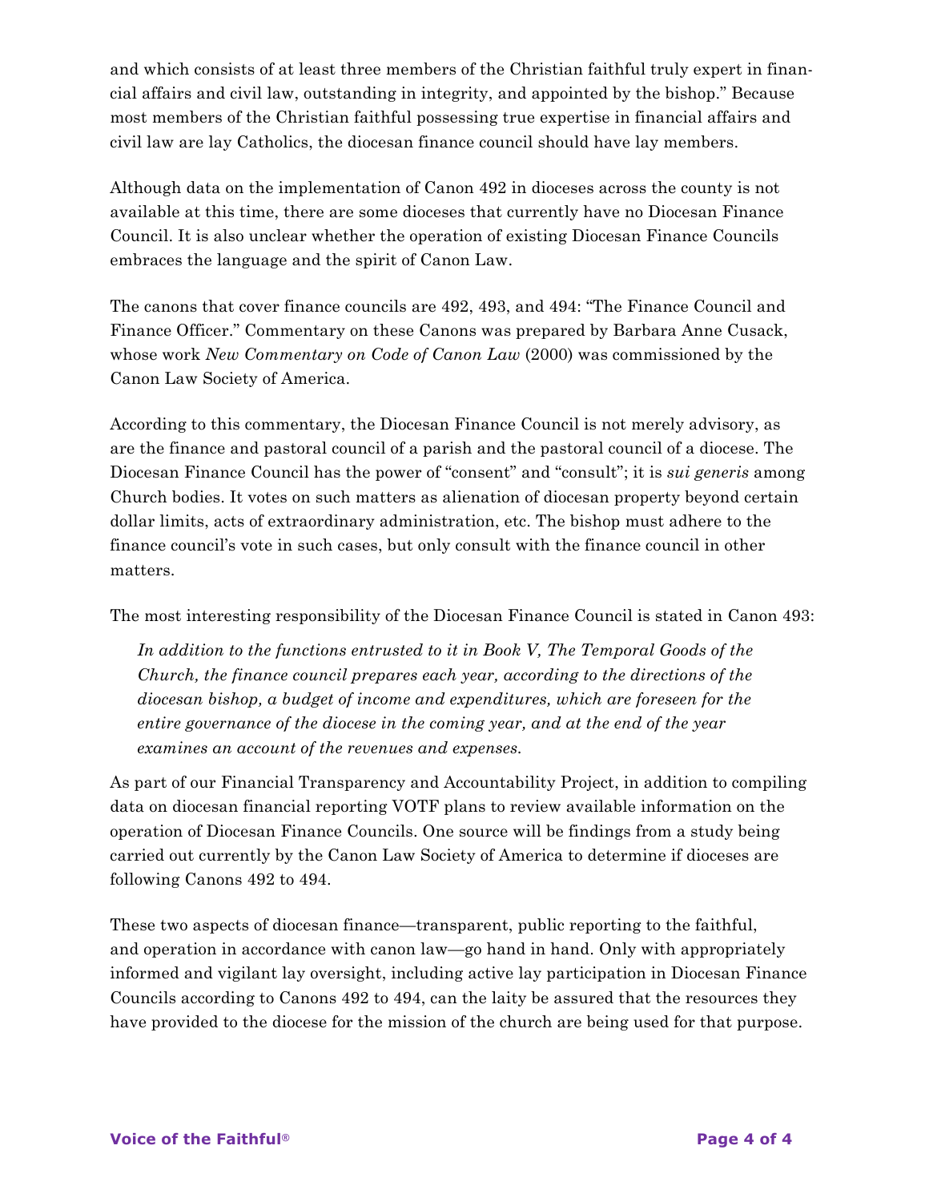and which consists of at least three members of the Christian faithful truly expert in financial affairs and civil law, outstanding in integrity, and appointed by the bishop." Because most members of the Christian faithful possessing true expertise in financial affairs and civil law are lay Catholics, the diocesan finance council should have lay members.

Although data on the implementation of Canon 492 in dioceses across the county is not available at this time, there are some dioceses that currently have no Diocesan Finance Council. It is also unclear whether the operation of existing Diocesan Finance Councils embraces the language and the spirit of Canon Law.

The canons that cover finance councils are 492, 493, and 494: "The Finance Council and Finance Officer." Commentary on these Canons was prepared by Barbara Anne Cusack, whose work *New Commentary on Code of Canon Law* (2000) was commissioned by the Canon Law Society of America.

According to this commentary, the Diocesan Finance Council is not merely advisory, as are the finance and pastoral council of a parish and the pastoral council of a diocese. The Diocesan Finance Council has the power of "consent" and "consult"; it is *sui generis* among Church bodies. It votes on such matters as alienation of diocesan property beyond certain dollar limits, acts of extraordinary administration, etc. The bishop must adhere to the finance council's vote in such cases, but only consult with the finance council in other matters.

The most interesting responsibility of the Diocesan Finance Council is stated in Canon 493:

> *In addition to the functions entrusted to it in Book V, The Temporal Goods of the Church, the finance council prepares each year, according to the directions of the diocesan bishop, a budget of income and expenditures, which are foreseen for the entire governance of the diocese in the coming year, and at the end of the year examines an account of the revenues and expenses.*

As part of our Financial Transparency and Accountability Project, in addition to compiling data on diocesan financial reporting VOTF plans to review available information on the operation of Diocesan Finance Councils. One source will be findings from a study being carried out currently by the Canon Law Society of America to determine if dioceses are following Canons 492 to 494.

These two aspects of diocesan finance—transparent, public reporting to the faithful, and operation in accordance with canon law—go hand in hand. Only with appropriately informed and vigilant lay oversight, including active lay participation in Diocesan Finance Councils according to Canons 492 to 494, can the laity be assured that the resources they have provided to the diocese for the mission of the church are being used for that purpose.